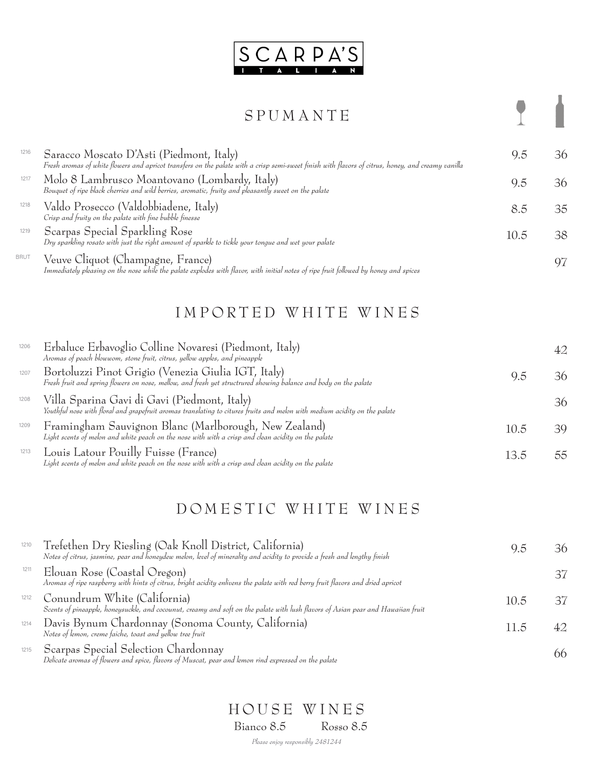# SCARPA'S

ITALIAN

## SPUMANTE

| # | Wine | Glass | Bottle |
|---|---|---|---|
| 1216 | Saracco Moscato D'Asti (Piedmont, Italy)<br>*Fresh aromas of white flowers and apricot transfers on the palate with a crisp semi-sweet finish with flavors of citrus, honey, and creamy vanilla* | 9.5 | 36 |
| 1217 | Molo 8 Lambrusco Moantovano (Lombardy, Italy)<br>*Bouquet of ripe black cherries and wild berries, aromatic, fruity and pleasantly sweet on the palate* | 9.5 | 36 |
| 1218 | Valdo Prosecco (Valdobbiadene, Italy)<br>*Crisp and fruity on the palate with fine bubble finesse* | 8.5 | 35 |
| 1219 | Scarpas Special Sparkling Rose<br>*Dry sparkling rosato with just the right amount of sparkle to tickle your tongue and wet your palate* | 10.5 | 38 |
| BRUT | Veuve Cliquot (Champagne, France)<br>*Immediately pleasing on the nose while the palate explodes with flavor, with initial notes of ripe fruit followed by honey and spices* | | 97 |

## IMPORTED WHITE WINES

| # | Wine | Glass | Bottle |
|---|---|---|---|
| 1206 | Erbaluce Erbavoglio Colline Novaresi (Piedmont, Italy)<br>*Aromas of peach blowwom, stone fruit, citrus, yellow apples, and pineapple* | | 42 |
| 1207 | Bortoluzzi Pinot Grigio (Venezia Giulia IGT, Italy)<br>*Fresh fruit and spring flowers on nose, mellow, and fresh yet structrured showing balance and body on the palate* | 9.5 | 36 |
| 1208 | Villa Sparina Gavi di Gavi (Piedmont, Italy)<br>*Youthful nose with floral and grapefruit aromas translating to citures fruits and melon with medium acidity on the palate* | | 36 |
| 1209 | Framingham Sauvignon Blanc (Marlborough, New Zealand)<br>*Light scents of melon and white peach on the nose with with a crisp and clean acidity on the palate* | 10.5 | 39 |
| 1213 | Louis Latour Pouilly Fuisse (France)<br>*Light scents of melon and white peach on the nose with with a crisp and clean acidity on the palate* | 13.5 | 55 |

## DOMESTIC WHITE WINES

| # | Wine | Glass | Bottle |
|---|---|---|---|
| 1210 | Trefethen Dry Riesling (Oak Knoll District, California)<br>*Notes of citrus, jasmine, pear and honeydew melon, level of minerality and acidity to provide a fresh and lengthy finish* | 9.5 | 36 |
| 1211 | Elouan Rose (Coastal Oregon)<br>*Aromas of ripe raspberry with hints of citrus, bright acidity enlivens the palate with red berry fruit flavors and dried apricot* | | 37 |
| 1212 | Conundrum White (California)<br>*Scents of pineapple, honeysuckle, and cocounut, creamy and soft on the palate with lush flavors of Asian pear and Hawaiian fruit* | 10.5 | 37 |
| 1214 | Davis Bynum Chardonnay (Sonoma County, California)<br>*Notes of lemon, creme faiche, toast and yellow tree fruit* | 11.5 | 42 |
| 1215 | Scarpas Special Selection Chardonnay<br>*Delicate aromas of flowers and spice, flavors of Muscat, pear and lemon rind expressed on the palate* | | 66 |

## HOUSE WINES

Bianco 8.5 Rosso 8.5

*Please enjoy responsibly 2481244*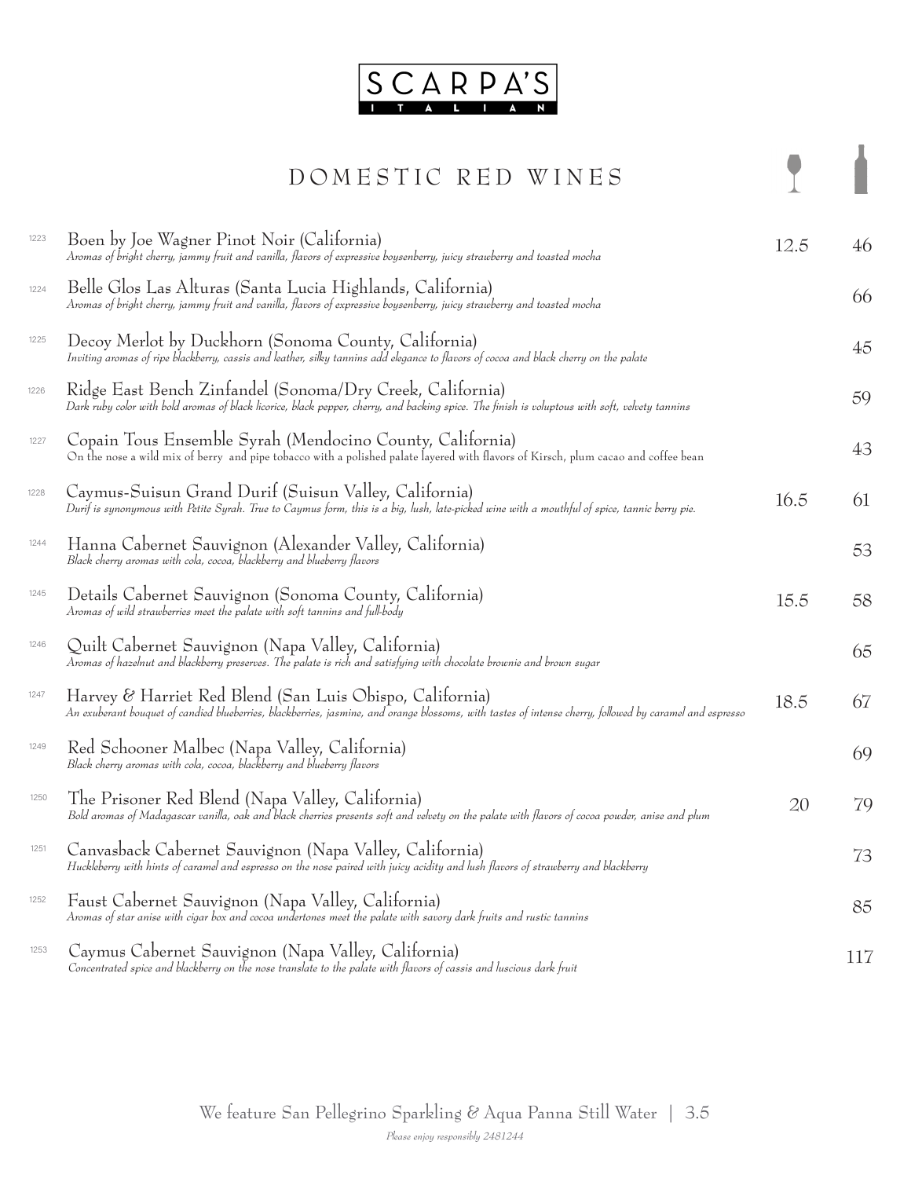# SCARPA'S

ITALIAN

## DOMESTIC RED WINES

| # | Wine | Glass | Bottle |
|---|---|---|---|
| 1223 | Boen by Joe Wagner Pinot Noir (California)<br>*Aromas of bright cherry, jammy fruit and vanilla, flavors of expressive boysenberry, juicy strawberry and toasted mocha* | 12.5 | 46 |
| 1224 | Belle Glos Las Alturas (Santa Lucia Highlands, California)<br>*Aromas of bright cherry, jammy fruit and vanilla, flavors of expressive boysenberry, juicy strawberry and toasted mocha* | | 66 |
| 1225 | Decoy Merlot by Duckhorn (Sonoma County, California)<br>*Inviting aromas of ripe blackberry, cassis and leather, silky tannins add elegance to flavors of cocoa and black cherry on the palate* | | 45 |
| 1226 | Ridge East Bench Zinfandel (Sonoma/Dry Creek, California)<br>*Dark ruby color with bold aromas of black licorice, black pepper, cherry, and backing spice. The finish is voluptous with soft, velvety tannins* | | 59 |
| 1227 | Copain Tous Ensemble Syrah (Mendocino County, California)<br>On the nose a wild mix of berry and pipe tobacco with a polished palate layered with flavors of Kirsch, plum cacao and coffee bean | | 43 |
| 1228 | Caymus-Suisun Grand Durif (Suisun Valley, California)<br>*Durif is synonymous with Petite Syrah. True to Caymus form, this is a big, lush, late-picked wine with a mouthful of spice, tannic berry pie.* | 16.5 | 61 |
| 1244 | Hanna Cabernet Sauvignon (Alexander Valley, California)<br>*Black cherry aromas with cola, cocoa, blackberry and blueberry flavors* | | 53 |
| 1245 | Details Cabernet Sauvignon (Sonoma County, California)<br>*Aromas of wild strawberries meet the palate with soft tannins and full-body* | 15.5 | 58 |
| 1246 | Quilt Cabernet Sauvignon (Napa Valley, California)<br>*Aromas of hazelnut and blackberry preserves. The palate is rich and satisfying with chocolate brownie and brown sugar* | | 65 |
| 1247 | Harvey & Harriet Red Blend (San Luis Obispo, California)<br>*An exuberant bouquet of candied blueberries, blackberries, jasmine, and orange blossoms, with tastes of intense cherry, followed by caramel and espresso* | 18.5 | 67 |
| 1249 | Red Schooner Malbec (Napa Valley, California)<br>*Black cherry aromas with cola, cocoa, blackberry and blueberry flavors* | | 69 |
| 1250 | The Prisoner Red Blend (Napa Valley, California)<br>*Bold aromas of Madagascar vanilla, oak and black cherries presents soft and velvety on the palate with flavors of cocoa powder, anise and plum* | 20 | 79 |
| 1251 | Canvasback Cabernet Sauvignon (Napa Valley, California)<br>*Huckleberry with hints of caramel and espresso on the nose paired with juicy acidity and lush flavors of strawberry and blackberry* | | 73 |
| 1252 | Faust Cabernet Sauvignon (Napa Valley, California)<br>*Aromas of star anise with cigar box and cocoa undertones meet the palate with savory dark fruits and rustic tannins* | | 85 |
| 1253 | Caymus Cabernet Sauvignon (Napa Valley, California)<br>*Concentrated spice and blackberry on the nose translate to the palate with flavors of cassis and luscious dark fruit* | | 117 |

We feature San Pellegrino Sparkling & Aqua Panna Still Water | 3.5

*Please enjoy responsibly 2481244*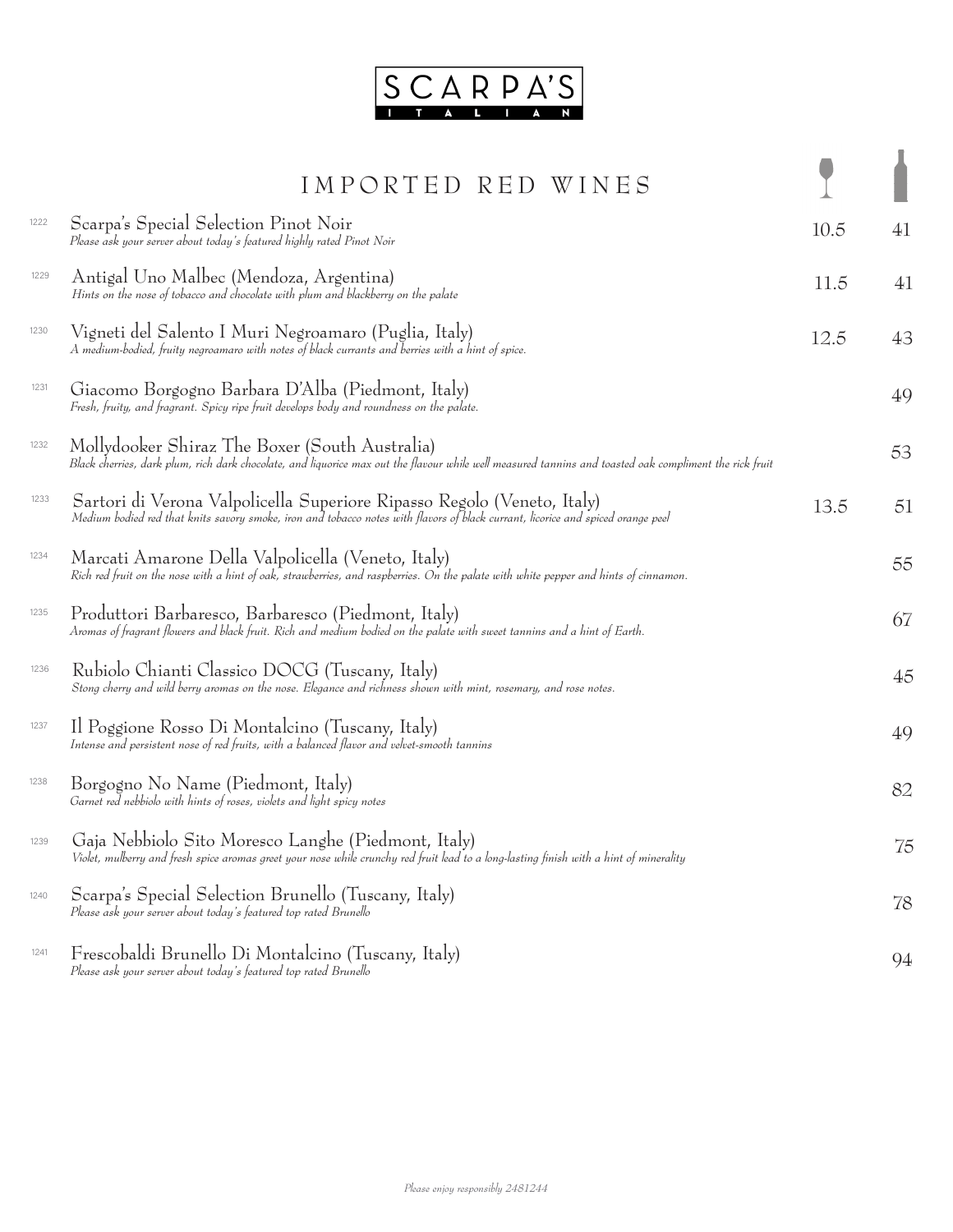# SCARPA'S ITALIAN

## IMPORTED RED WINES

| # | Wine | Glass | Bottle |
|---|---|---|---|
| 1222 | Scarpa's Special Selection Pinot Noir<br>*Please ask your server about today's featured highly rated Pinot Noir* | 10.5 | 41 |
| 1229 | Antigal Uno Malbec (Mendoza, Argentina)<br>*Hints on the nose of tobacco and chocolate with plum and blackberry on the palate* | 11.5 | 41 |
| 1230 | Vigneti del Salento I Muri Negroamaro (Puglia, Italy)<br>*A medium-bodied, fruity negroamaro with notes of black currants and berries with a hint of spice.* | 12.5 | 43 |
| 1231 | Giacomo Borgogno Barbara D'Alba (Piedmont, Italy)<br>*Fresh, fruity, and fragrant. Spicy ripe fruit develops body and roundness on the palate.* | | 49 |
| 1232 | Mollydooker Shiraz The Boxer (South Australia)<br>*Black cherries, dark plum, rich dark chocolate, and liquorice max out the flavour while well measured tannins and toasted oak compliment the rick fruit* | | 53 |
| 1233 | Sartori di Verona Valpolicella Superiore Ripasso Regolo (Veneto, Italy)<br>*Medium bodied red that knits savory smoke, iron and tobacco notes with flavors of black currant, licorice and spiced orange peel* | 13.5 | 51 |
| 1234 | Marcati Amarone Della Valpolicella (Veneto, Italy)<br>*Rich red fruit on the nose with a hint of oak, strawberries, and raspberries. On the palate with white pepper and hints of cinnamon.* | | 55 |
| 1235 | Produttori Barbaresco, Barbaresco (Piedmont, Italy)<br>*Aromas of fragrant flowers and black fruit. Rich and medium bodied on the palate with sweet tannins and a hint of Earth.* | | 67 |
| 1236 | Rubiolo Chianti Classico DOCG (Tuscany, Italy)<br>*Stong cherry and wild berry aromas on the nose. Elegance and richness shown with mint, rosemary, and rose notes.* | | 45 |
| 1237 | Il Poggione Rosso Di Montalcino (Tuscany, Italy)<br>*Intense and persistent nose of red fruits, with a balanced flavor and velvet-smooth tannins* | | 49 |
| 1238 | Borgogno No Name (Piedmont, Italy)<br>*Garnet red nebbiolo with hints of roses, violets and light spicy notes* | | 82 |
| 1239 | Gaja Nebbiolo Sito Moresco Langhe (Piedmont, Italy)<br>*Violet, mulberry and fresh spice aromas greet your nose while crunchy red fruit lead to a long-lasting finish with a hint of minerality* | | 75 |
| 1240 | Scarpa's Special Selection Brunello (Tuscany, Italy)<br>*Please ask your server about today's featured top rated Brunello* | | 78 |
| 1241 | Frescobaldi Brunello Di Montalcino (Tuscany, Italy)<br>*Please ask your server about today's featured top rated Brunello* | | 94 |

*Please enjoy responsibly 2481244*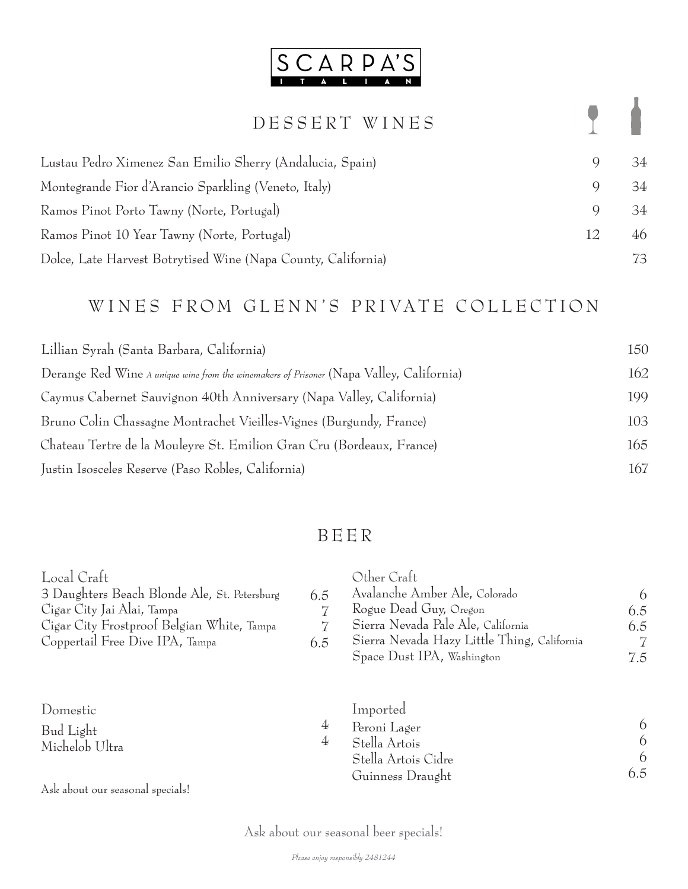# SCARPA'S ITALIAN

## DESSERT WINES

| | Glass | Bottle |
|---|---|---|
| Lustau Pedro Ximenez San Emilio Sherry (Andalucia, Spain) | 9 | 34 |
| Montegrande Fior d'Arancio Sparkling (Veneto, Italy) | 9 | 34 |
| Ramos Pinot Porto Tawny (Norte, Portugal) | 9 | 34 |
| Ramos Pinot 10 Year Tawny (Norte, Portugal) | 12 | 46 |
| Dolce, Late Harvest Botrytised Wine (Napa County, California) | | 73 |

## WINES FROM GLENN'S PRIVATE COLLECTION

| | |
|---|---|
| Lillian Syrah (Santa Barbara, California) | 150 |
| Derange Red Wine *A unique wine from the winemakers of Prisoner* (Napa Valley, California) | 162 |
| Caymus Cabernet Sauvignon 40th Anniversary (Napa Valley, California) | 199 |
| Bruno Colin Chassagne Montrachet Vieilles-Vignes (Burgundy, France) | 103 |
| Chateau Tertre de la Mouleyre St. Emilion Gran Cru (Bordeaux, France) | 165 |
| Justin Isosceles Reserve (Paso Robles, California) | 167 |

## BEER

### Local Craft

| | |
|---|---|
| 3 Daughters Beach Blonde Ale, St. Petersburg | 6.5 |
| Cigar City Jai Alai, Tampa | 7 |
| Cigar City Frostproof Belgian White, Tampa | 7 |
| Coppertail Free Dive IPA, Tampa | 6.5 |

### Other Craft

| | |
|---|---|
| Avalanche Amber Ale, Colorado | 6 |
| Rogue Dead Guy, Oregon | 6.5 |
| Sierra Nevada Pale Ale, California | 6.5 |
| Sierra Nevada Hazy Little Thing, California | 7 |
| Space Dust IPA, Washington | 7.5 |

### Domestic

| | |
|---|---|
| Bud Light | 4 |
| Michelob Ultra | 4 |

Ask about our seasonal specials!

### Imported

| | |
|---|---|
| Peroni Lager | 6 |
| Stella Artois | 6 |
| Stella Artois Cidre | 6 |
| Guinness Draught | 6.5 |

Ask about our seasonal beer specials!

*Please enjoy responsibly 2481244*